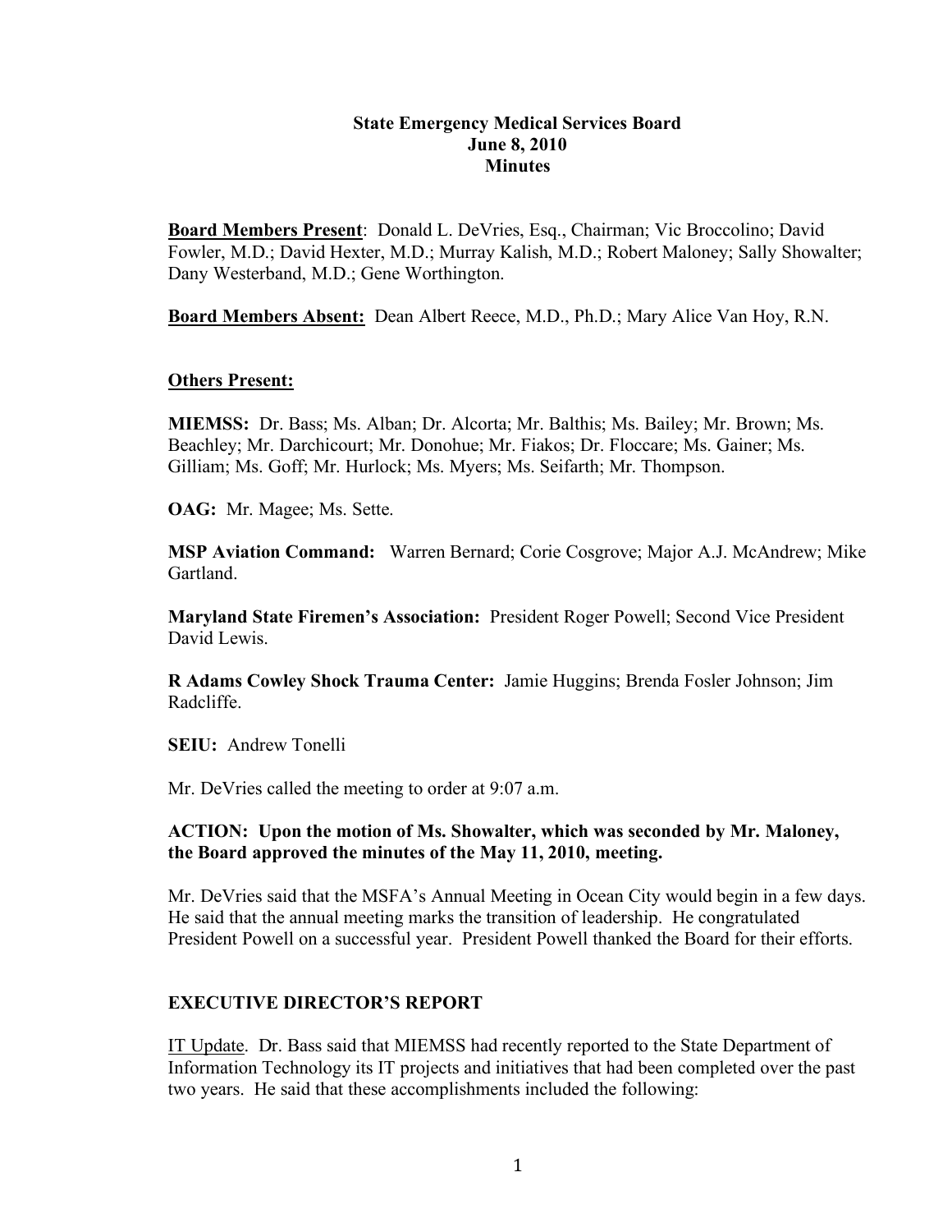# State Emergency Medical Services Board
## June 8, 2010
## Minutes

**Board Members Present**: Donald L. DeVries, Esq., Chairman; Vic Broccolino; David Fowler, M.D.; David Hexter, M.D.; Murray Kalish, M.D.; Robert Maloney; Sally Showalter; Dany Westerband, M.D.; Gene Worthington.

**Board Members Absent:** Dean Albert Reece, M.D., Ph.D.; Mary Alice Van Hoy, R.N.

**Others Present:**

**MIEMSS:** Dr. Bass; Ms. Alban; Dr. Alcorta; Mr. Balthis; Ms. Bailey; Mr. Brown; Ms. Beachley; Mr. Darchicourt; Mr. Donohue; Mr. Fiakos; Dr. Floccare; Ms. Gainer; Ms. Gilliam; Ms. Goff; Mr. Hurlock; Ms. Myers; Ms. Seifarth; Mr. Thompson.

**OAG:** Mr. Magee; Ms. Sette.

**MSP Aviation Command:** Warren Bernard; Corie Cosgrove; Major A.J. McAndrew; Mike Gartland.

**Maryland State Firemen's Association:** President Roger Powell; Second Vice President David Lewis.

**R Adams Cowley Shock Trauma Center:** Jamie Huggins; Brenda Fosler Johnson; Jim Radcliffe.

**SEIU:** Andrew Tonelli

Mr. DeVries called the meeting to order at 9:07 a.m.

**ACTION: Upon the motion of Ms. Showalter, which was seconded by Mr. Maloney, the Board approved the minutes of the May 11, 2010, meeting.**

Mr. DeVries said that the MSFA's Annual Meeting in Ocean City would begin in a few days. He said that the annual meeting marks the transition of leadership. He congratulated President Powell on a successful year. President Powell thanked the Board for their efforts.

## EXECUTIVE DIRECTOR'S REPORT

IT Update. Dr. Bass said that MIEMSS had recently reported to the State Department of Information Technology its IT projects and initiatives that had been completed over the past two years. He said that these accomplishments included the following: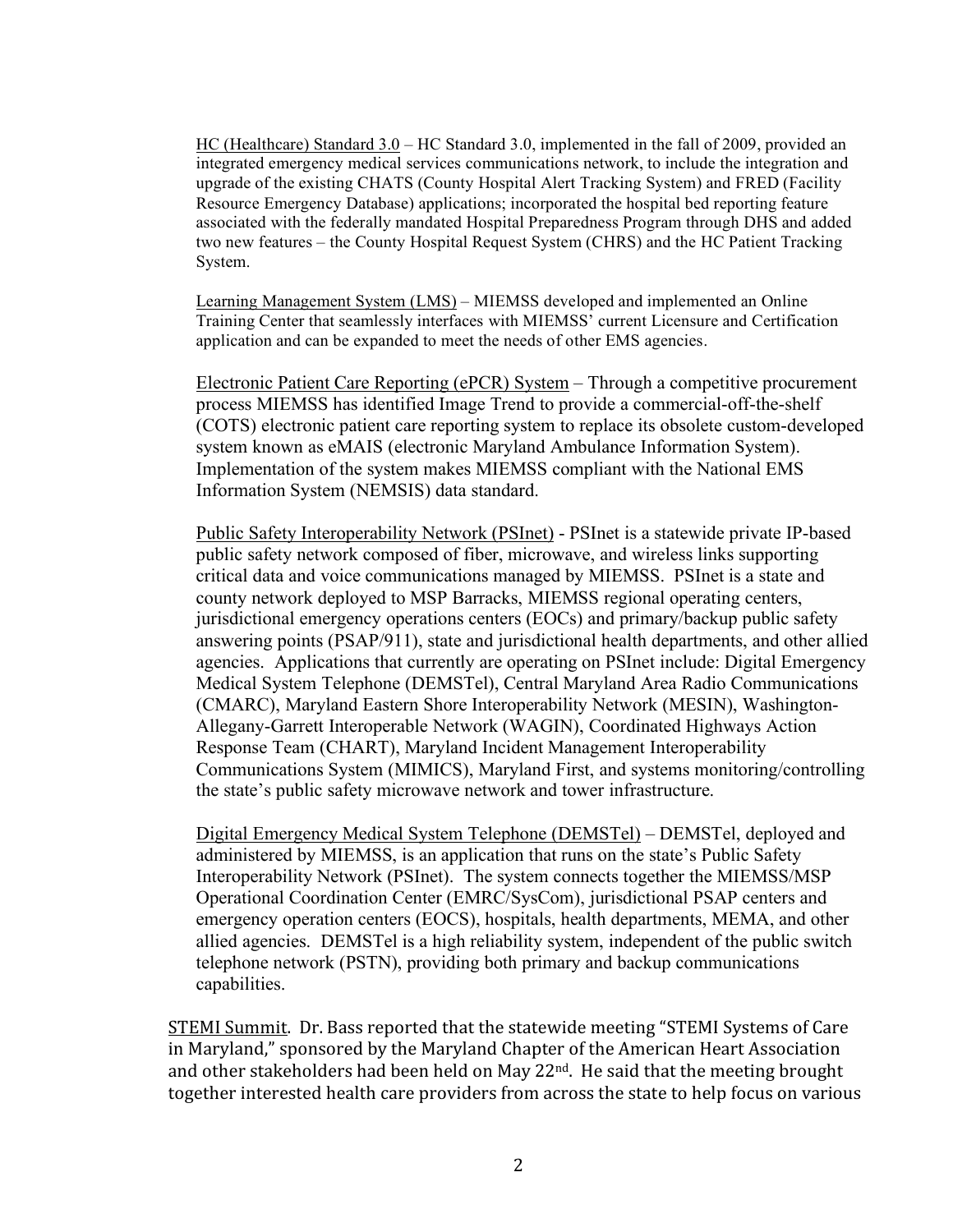HC (Healthcare) Standard 3.0 – HC Standard 3.0, implemented in the fall of 2009, provided an integrated emergency medical services communications network, to include the integration and upgrade of the existing CHATS (County Hospital Alert Tracking System) and FRED (Facility Resource Emergency Database) applications; incorporated the hospital bed reporting feature associated with the federally mandated Hospital Preparedness Program through DHS and added two new features – the County Hospital Request System (CHRS) and the HC Patient Tracking System.

Learning Management System (LMS) – MIEMSS developed and implemented an Online Training Center that seamlessly interfaces with MIEMSS' current Licensure and Certification application and can be expanded to meet the needs of other EMS agencies.

Electronic Patient Care Reporting (ePCR) System – Through a competitive procurement process MIEMSS has identified Image Trend to provide a commercial-off-the-shelf (COTS) electronic patient care reporting system to replace its obsolete custom-developed system known as eMAIS (electronic Maryland Ambulance Information System). Implementation of the system makes MIEMSS compliant with the National EMS Information System (NEMSIS) data standard.

Public Safety Interoperability Network (PSInet) - PSInet is a statewide private IP-based public safety network composed of fiber, microwave, and wireless links supporting critical data and voice communications managed by MIEMSS. PSInet is a state and county network deployed to MSP Barracks, MIEMSS regional operating centers, jurisdictional emergency operations centers (EOCs) and primary/backup public safety answering points (PSAP/911), state and jurisdictional health departments, and other allied agencies. Applications that currently are operating on PSInet include: Digital Emergency Medical System Telephone (DEMSTel), Central Maryland Area Radio Communications (CMARC), Maryland Eastern Shore Interoperability Network (MESIN), Washington-Allegany-Garrett Interoperable Network (WAGIN), Coordinated Highways Action Response Team (CHART), Maryland Incident Management Interoperability Communications System (MIMICS), Maryland First, and systems monitoring/controlling the state's public safety microwave network and tower infrastructure.

Digital Emergency Medical System Telephone (DEMSTel) – DEMSTel, deployed and administered by MIEMSS, is an application that runs on the state's Public Safety Interoperability Network (PSInet). The system connects together the MIEMSS/MSP Operational Coordination Center (EMRC/SysCom), jurisdictional PSAP centers and emergency operation centers (EOCS), hospitals, health departments, MEMA, and other allied agencies. DEMSTel is a high reliability system, independent of the public switch telephone network (PSTN), providing both primary and backup communications capabilities.

STEMI Summit. Dr. Bass reported that the statewide meeting "STEMI Systems of Care in Maryland," sponsored by the Maryland Chapter of the American Heart Association and other stakeholders had been held on May 22nd. He said that the meeting brought together interested health care providers from across the state to help focus on various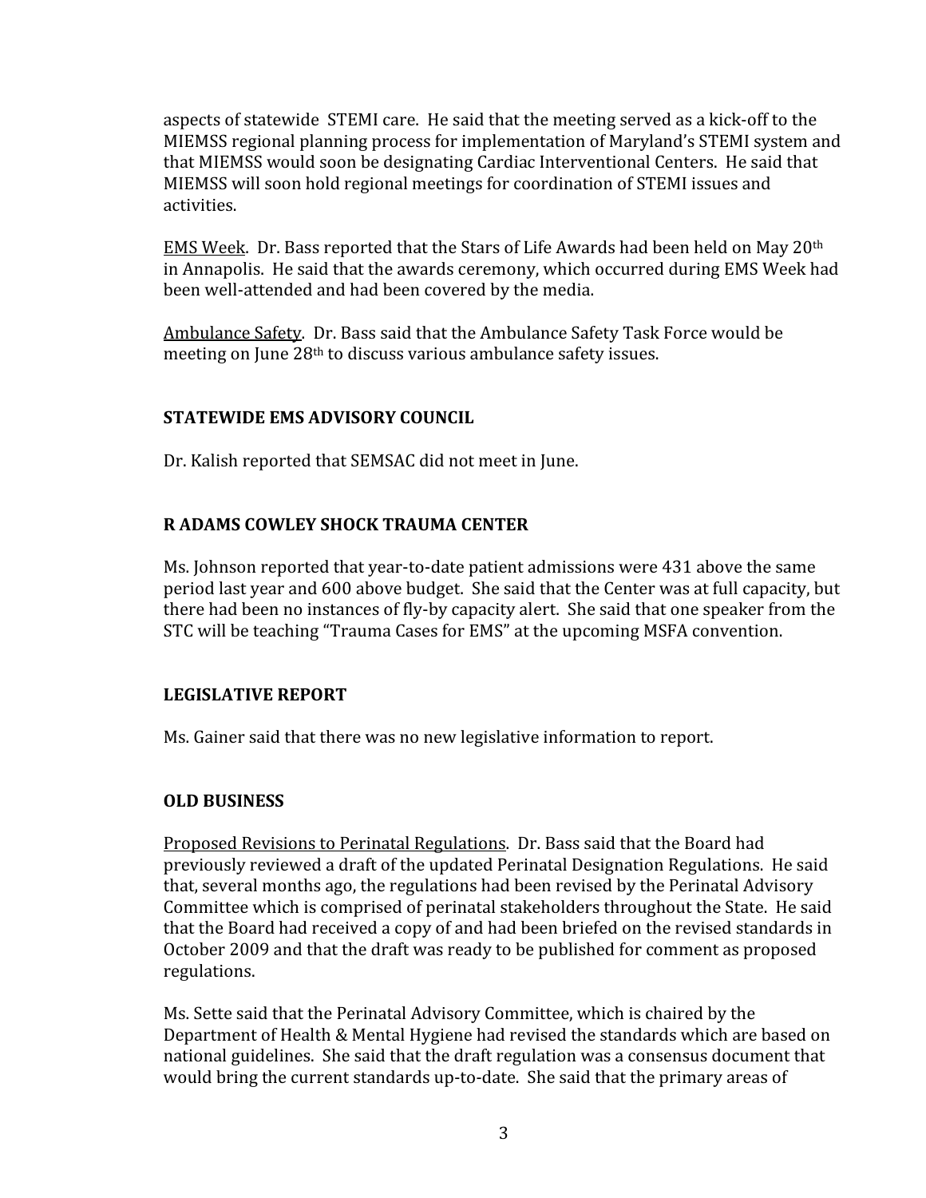aspects of statewide STEMI care. He said that the meeting served as a kick-off to the MIEMSS regional planning process for implementation of Maryland's STEMI system and that MIEMSS would soon be designating Cardiac Interventional Centers. He said that MIEMSS will soon hold regional meetings for coordination of STEMI issues and activities.

EMS Week. Dr. Bass reported that the Stars of Life Awards had been held on May 20th in Annapolis. He said that the awards ceremony, which occurred during EMS Week had been well-attended and had been covered by the media.

Ambulance Safety. Dr. Bass said that the Ambulance Safety Task Force would be meeting on June 28th to discuss various ambulance safety issues.

## STATEWIDE EMS ADVISORY COUNCIL

Dr. Kalish reported that SEMSAC did not meet in June.

## R ADAMS COWLEY SHOCK TRAUMA CENTER

Ms. Johnson reported that year-to-date patient admissions were 431 above the same period last year and 600 above budget. She said that the Center was at full capacity, but there had been no instances of fly-by capacity alert. She said that one speaker from the STC will be teaching "Trauma Cases for EMS" at the upcoming MSFA convention.

## LEGISLATIVE REPORT

Ms. Gainer said that there was no new legislative information to report.

## OLD BUSINESS

Proposed Revisions to Perinatal Regulations. Dr. Bass said that the Board had previously reviewed a draft of the updated Perinatal Designation Regulations. He said that, several months ago, the regulations had been revised by the Perinatal Advisory Committee which is comprised of perinatal stakeholders throughout the State. He said that the Board had received a copy of and had been briefed on the revised standards in October 2009 and that the draft was ready to be published for comment as proposed regulations.

Ms. Sette said that the Perinatal Advisory Committee, which is chaired by the Department of Health & Mental Hygiene had revised the standards which are based on national guidelines. She said that the draft regulation was a consensus document that would bring the current standards up-to-date. She said that the primary areas of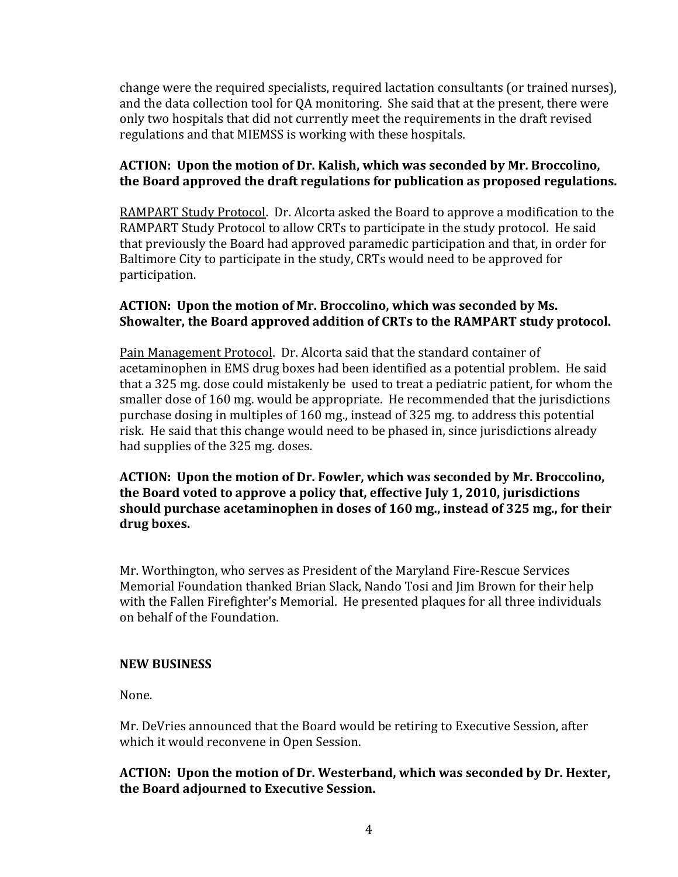change were the required specialists, required lactation consultants (or trained nurses), and the data collection tool for QA monitoring. She said that at the present, there were only two hospitals that did not currently meet the requirements in the draft revised regulations and that MIEMSS is working with these hospitals.

**ACTION: Upon the motion of Dr. Kalish, which was seconded by Mr. Broccolino, the Board approved the draft regulations for publication as proposed regulations.**

<u>RAMPART Study Protocol</u>. Dr. Alcorta asked the Board to approve a modification to the RAMPART Study Protocol to allow CRTs to participate in the study protocol. He said that previously the Board had approved paramedic participation and that, in order for Baltimore City to participate in the study, CRTs would need to be approved for participation.

**ACTION: Upon the motion of Mr. Broccolino, which was seconded by Ms. Showalter, the Board approved addition of CRTs to the RAMPART study protocol.**

<u>Pain Management Protocol</u>. Dr. Alcorta said that the standard container of acetaminophen in EMS drug boxes had been identified as a potential problem. He said that a 325 mg. dose could mistakenly be used to treat a pediatric patient, for whom the smaller dose of 160 mg. would be appropriate. He recommended that the jurisdictions purchase dosing in multiples of 160 mg., instead of 325 mg. to address this potential risk. He said that this change would need to be phased in, since jurisdictions already had supplies of the 325 mg. doses.

**ACTION: Upon the motion of Dr. Fowler, which was seconded by Mr. Broccolino, the Board voted to approve a policy that, effective July 1, 2010, jurisdictions should purchase acetaminophen in doses of 160 mg., instead of 325 mg., for their drug boxes.**

Mr. Worthington, who serves as President of the Maryland Fire-Rescue Services Memorial Foundation thanked Brian Slack, Nando Tosi and Jim Brown for their help with the Fallen Firefighter's Memorial. He presented plaques for all three individuals on behalf of the Foundation.

## NEW BUSINESS

None.

Mr. DeVries announced that the Board would be retiring to Executive Session, after which it would reconvene in Open Session.

**ACTION: Upon the motion of Dr. Westerband, which was seconded by Dr. Hexter, the Board adjourned to Executive Session.**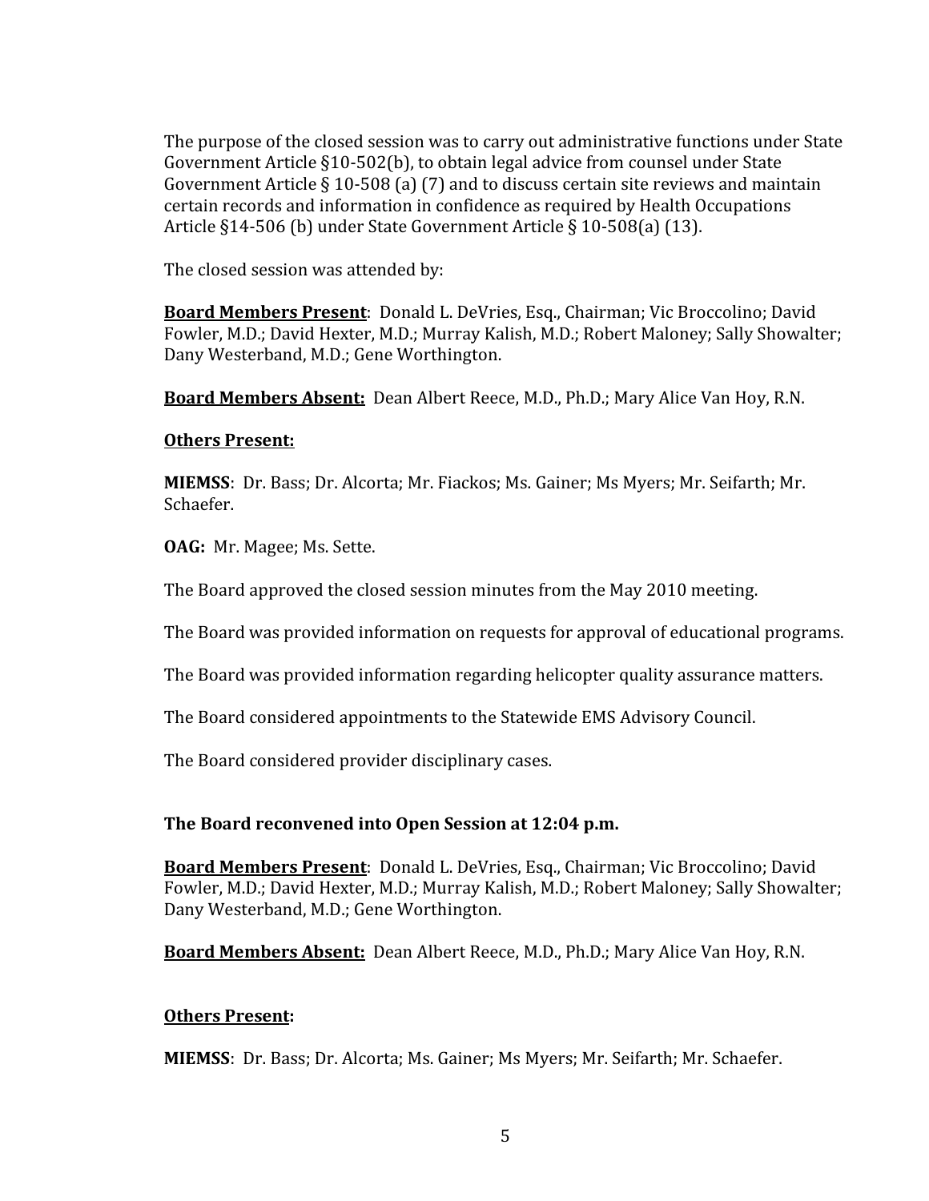The purpose of the closed session was to carry out administrative functions under State Government Article §10-502(b), to obtain legal advice from counsel under State Government Article § 10-508 (a) (7) and to discuss certain site reviews and maintain certain records and information in confidence as required by Health Occupations Article §14-506 (b) under State Government Article § 10-508(a) (13).

The closed session was attended by:

**Board Members Present**: Donald L. DeVries, Esq., Chairman; Vic Broccolino; David Fowler, M.D.; David Hexter, M.D.; Murray Kalish, M.D.; Robert Maloney; Sally Showalter; Dany Westerband, M.D.; Gene Worthington.

**Board Members Absent:** Dean Albert Reece, M.D., Ph.D.; Mary Alice Van Hoy, R.N.

**Others Present:**

**MIEMSS**: Dr. Bass; Dr. Alcorta; Mr. Fiackos; Ms. Gainer; Ms Myers; Mr. Seifarth; Mr. Schaefer.

**OAG:** Mr. Magee; Ms. Sette.

The Board approved the closed session minutes from the May 2010 meeting.

The Board was provided information on requests for approval of educational programs.

The Board was provided information regarding helicopter quality assurance matters.

The Board considered appointments to the Statewide EMS Advisory Council.

The Board considered provider disciplinary cases.

**The Board reconvened into Open Session at 12:04 p.m.**

**Board Members Present**: Donald L. DeVries, Esq., Chairman; Vic Broccolino; David Fowler, M.D.; David Hexter, M.D.; Murray Kalish, M.D.; Robert Maloney; Sally Showalter; Dany Westerband, M.D.; Gene Worthington.

**Board Members Absent:** Dean Albert Reece, M.D., Ph.D.; Mary Alice Van Hoy, R.N.

**Others Present:**

**MIEMSS**: Dr. Bass; Dr. Alcorta; Ms. Gainer; Ms Myers; Mr. Seifarth; Mr. Schaefer.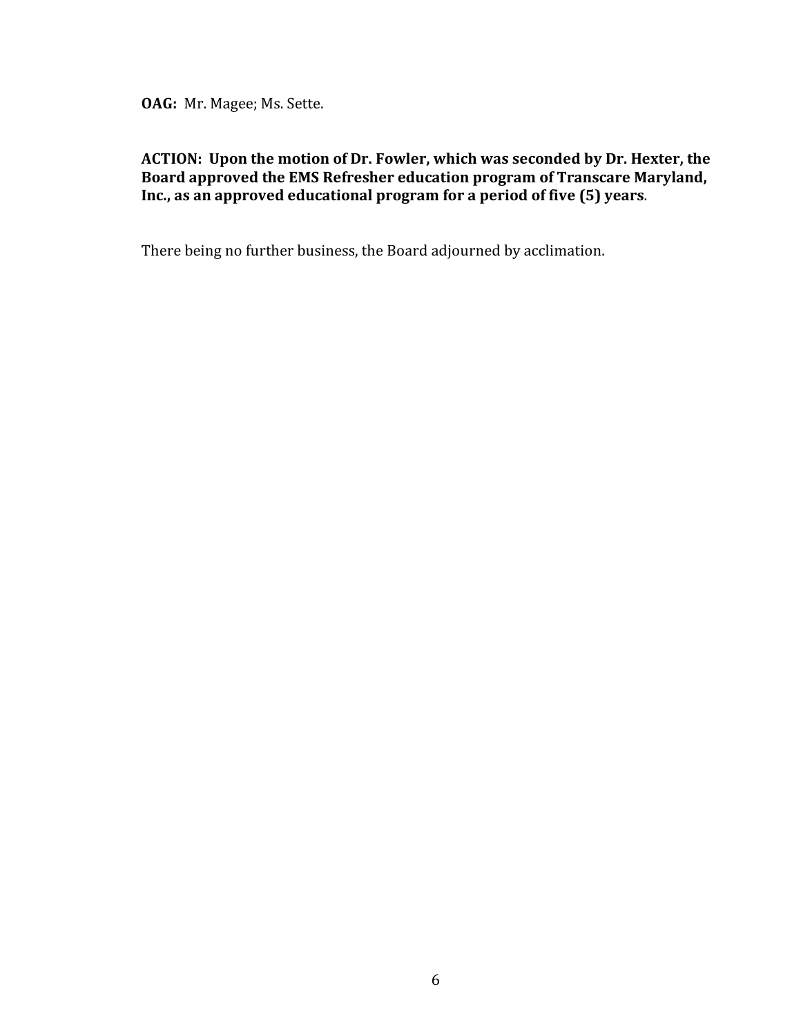**OAG:** Mr. Magee; Ms. Sette.

**ACTION: Upon the motion of Dr. Fowler, which was seconded by Dr. Hexter, the Board approved the EMS Refresher education program of Transcare Maryland, Inc., as an approved educational program for a period of five (5) years**.

There being no further business, the Board adjourned by acclimation.